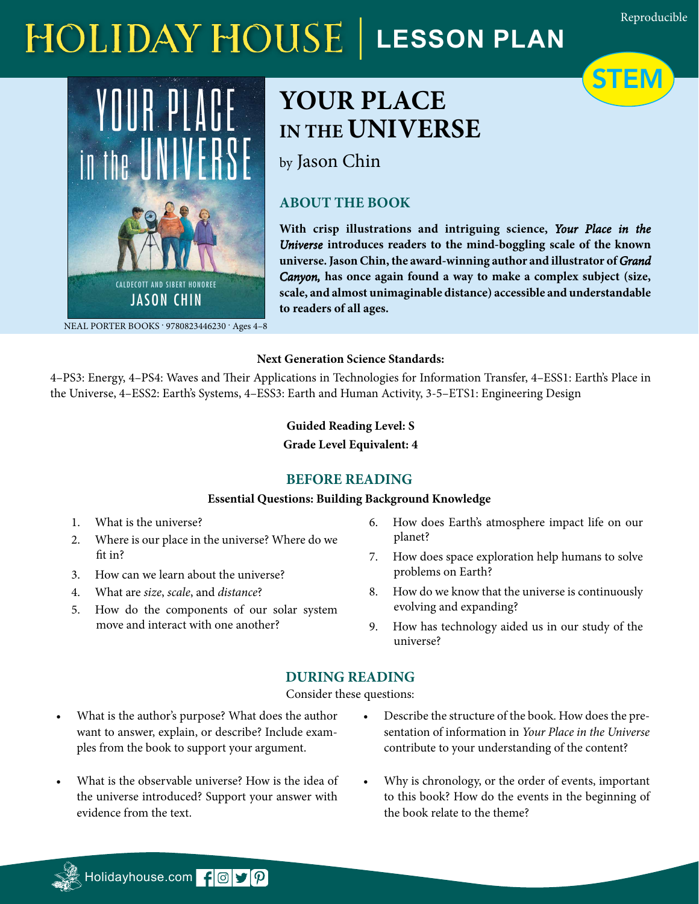# HOLIDAY HOUSE | LESSON PLAN

Reproducible

STEM

# YOUR PLACE IN THE UNIVERSE

by Jason Chin

NEAL PORTER BOOKS · 9780823446230 · Ages 4–8

## ABOUT THE BOOK

**With crisp illustrations and intriguing science, *Your Place in the Universe* introduces readers to the mind-boggling scale of the known universe. Jason Chin, the award-winning author and illustrator of *Grand Canyon,* has once again found a way to make a complex subject (size, scale, and almost unimaginable distance) accessible and understandable to readers of all ages.**

**Next Generation Science Standards:**

4–PS3: Energy, 4–PS4: Waves and Their Applications in Technologies for Information Transfer, 4–ESS1: Earth's Place in the Universe, 4–ESS2: Earth's Systems, 4–ESS3: Earth and Human Activity, 3-5–ETS1: Engineering Design

**Guided Reading Level: S**

**Grade Level Equivalent: 4**

## BEFORE READING

**Essential Questions: Building Background Knowledge**

1. What is the universe?
2. Where is our place in the universe? Where do we fit in?
3. How can we learn about the universe?
4. What are *size*, *scale*, and *distance*?
5. How do the components of our solar system move and interact with one another?
6. How does Earth's atmosphere impact life on our planet?
7. How does space exploration help humans to solve problems on Earth?
8. How do we know that the universe is continuously evolving and expanding?
9. How has technology aided us in our study of the universe?

## DURING READING

Consider these questions:

- What is the author's purpose? What does the author want to answer, explain, or describe? Include examples from the book to support your argument.
- What is the observable universe? How is the idea of the universe introduced? Support your answer with evidence from the text.
- Describe the structure of the book. How does the presentation of information in *Your Place in the Universe* contribute to your understanding of the content?
- Why is chronology, or the order of events, important to this book? How do the events in the beginning of the book relate to the theme?

Holidayhouse.com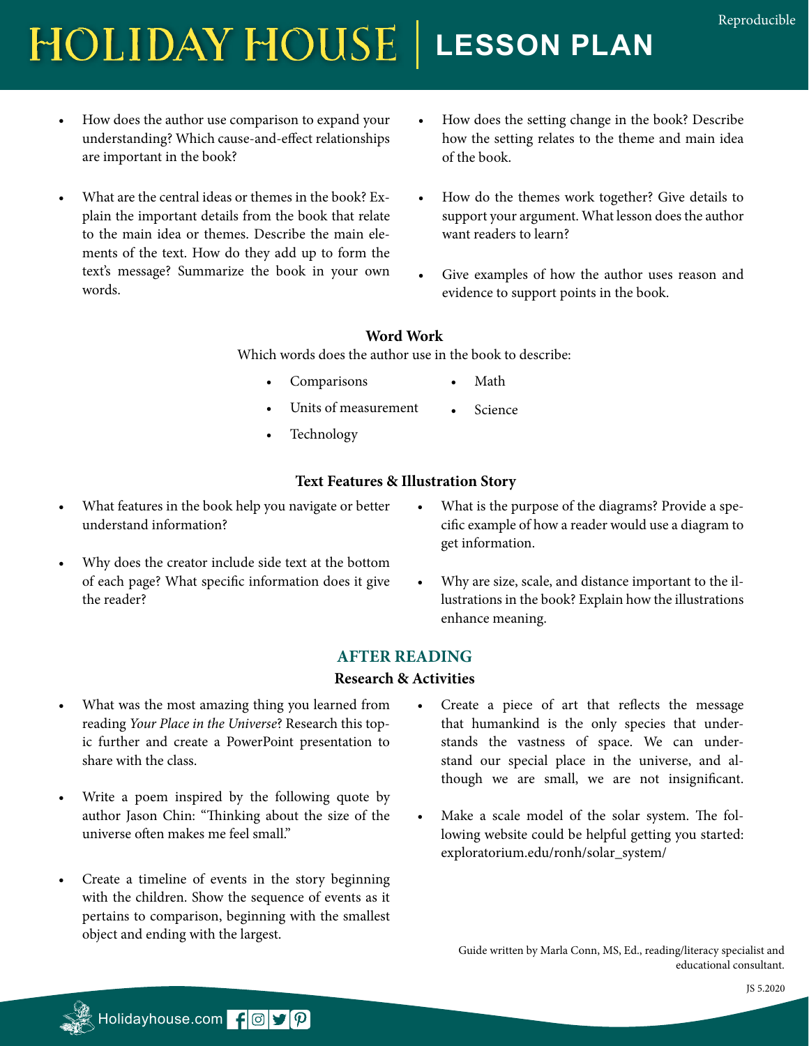- How does the author use comparison to expand your understanding? Which cause-and-effect relationships are important in the book?

- What are the central ideas or themes in the book? Explain the important details from the book that relate to the main idea or themes. Describe the main elements of the text. How do they add up to form the text's message? Summarize the book in your own words.

- How does the setting change in the book? Describe how the setting relates to the theme and main idea of the book.

- How do the themes work together? Give details to support your argument. What lesson does the author want readers to learn?

- Give examples of how the author uses reason and evidence to support points in the book.

**Word Work**

Which words does the author use in the book to describe:

- Comparisons
- Units of measurement
- Technology
- Math
- Science

**Text Features & Illustration Story**

- What features in the book help you navigate or better understand information?

- Why does the creator include side text at the bottom of each page? What specific information does it give the reader?

- What is the purpose of the diagrams? Provide a specific example of how a reader would use a diagram to get information.

- Why are size, scale, and distance important to the illustrations in the book? Explain how the illustrations enhance meaning.

## AFTER READING

**Research & Activities**

- What was the most amazing thing you learned from reading *Your Place in the Universe*? Research this topic further and create a PowerPoint presentation to share with the class.

- Write a poem inspired by the following quote by author Jason Chin: "Thinking about the size of the universe often makes me feel small."

- Create a timeline of events in the story beginning with the children. Show the sequence of events as it pertains to comparison, beginning with the smallest object and ending with the largest.

- Create a piece of art that reflects the message that humankind is the only species that understands the vastness of space. We can understand our special place in the universe, and although we are small, we are not insignificant.

- Make a scale model of the solar system. The following website could be helpful getting you started: exploratorium.edu/ronh/solar_system/

Guide written by Marla Conn, MS, Ed., reading/literacy specialist and educational consultant.

JS 5.2020